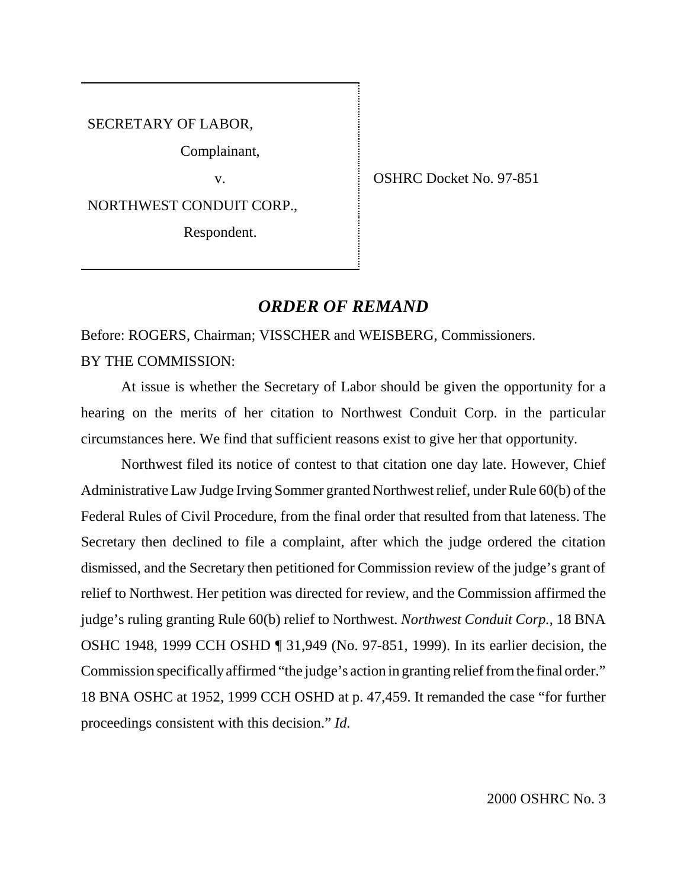SECRETARY OF LABOR,

Complainant,

v.

NORTHWEST CONDUIT CORP.,

Respondent.

OSHRC Docket No. 97-851

## *ORDER OF REMAND*

Before: ROGERS, Chairman; VISSCHER and WEISBERG, Commissioners.

BY THE COMMISSION:

At issue is whether the Secretary of Labor should be given the opportunity for a hearing on the merits of her citation to Northwest Conduit Corp. in the particular circumstances here. We find that sufficient reasons exist to give her that opportunity.

Northwest filed its notice of contest to that citation one day late. However, Chief Administrative Law Judge Irving Sommer granted Northwest relief, under Rule 60(b) of the Federal Rules of Civil Procedure, from the final order that resulted from that lateness. The Secretary then declined to file a complaint, after which the judge ordered the citation dismissed, and the Secretary then petitioned for Commission review of the judge's grant of relief to Northwest. Her petition was directed for review, and the Commission affirmed the judge's ruling granting Rule 60(b) relief to Northwest. *Northwest Conduit Corp.*, 18 BNA OSHC 1948, 1999 CCH OSHD ¶ 31,949 (No. 97-851, 1999). In its earlier decision, the Commission specifically affirmed "the judge's action in granting relief from the final order." 18 BNA OSHC at 1952, 1999 CCH OSHD at p. 47,459. It remanded the case "for further proceedings consistent with this decision." *Id.*

2000 OSHRC No. 3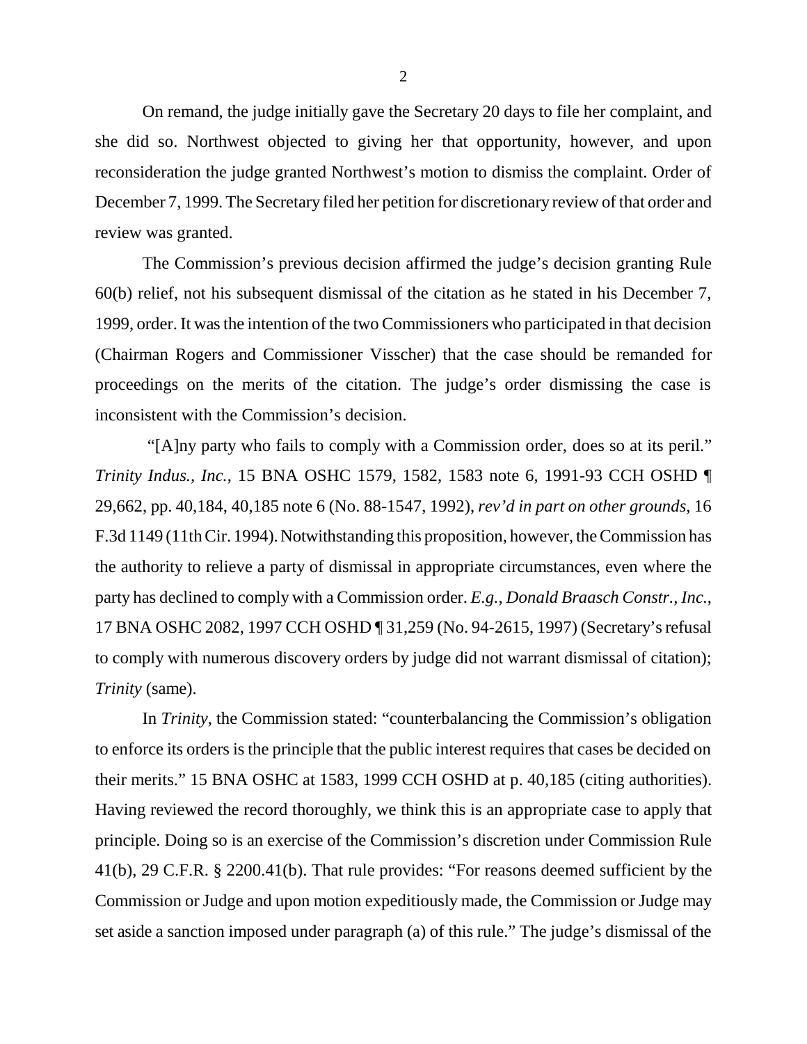On remand, the judge initially gave the Secretary 20 days to file her complaint, and she did so. Northwest objected to giving her that opportunity, however, and upon reconsideration the judge granted Northwest's motion to dismiss the complaint. Order of December 7, 1999. The Secretary filed her petition for discretionary review of that order and review was granted.

The Commission's previous decision affirmed the judge's decision granting Rule 60(b) relief, not his subsequent dismissal of the citation as he stated in his December 7, 1999, order. It was the intention of the two Commissioners who participated in that decision (Chairman Rogers and Commissioner Visscher) that the case should be remanded for proceedings on the merits of the citation. The judge's order dismissing the case is inconsistent with the Commission's decision.

"[A]ny party who fails to comply with a Commission order, does so at its peril." *Trinity Indus., Inc.*, 15 BNA OSHC 1579, 1582, 1583 note 6, 1991-93 CCH OSHD ¶ 29,662, pp. 40,184, 40,185 note 6 (No. 88-1547, 1992), *rev'd in part on other grounds*, 16 F.3d 1149 (11th Cir. 1994). Notwithstanding this proposition, however, the Commission has the authority to relieve a party of dismissal in appropriate circumstances, even where the party has declined to comply with a Commission order. *E.g., Donald Braasch Constr., Inc.*, 17 BNA OSHC 2082, 1997 CCH OSHD ¶ 31,259 (No. 94-2615, 1997) (Secretary's refusal to comply with numerous discovery orders by judge did not warrant dismissal of citation); *Trinity* (same).

In *Trinity*, the Commission stated: "counterbalancing the Commission's obligation to enforce its orders is the principle that the public interest requires that cases be decided on their merits." 15 BNA OSHC at 1583, 1999 CCH OSHD at p. 40,185 (citing authorities). Having reviewed the record thoroughly, we think this is an appropriate case to apply that principle. Doing so is an exercise of the Commission's discretion under Commission Rule 41(b), 29 C.F.R. § 2200.41(b). That rule provides: "For reasons deemed sufficient by the Commission or Judge and upon motion expeditiously made, the Commission or Judge may set aside a sanction imposed under paragraph (a) of this rule." The judge's dismissal of the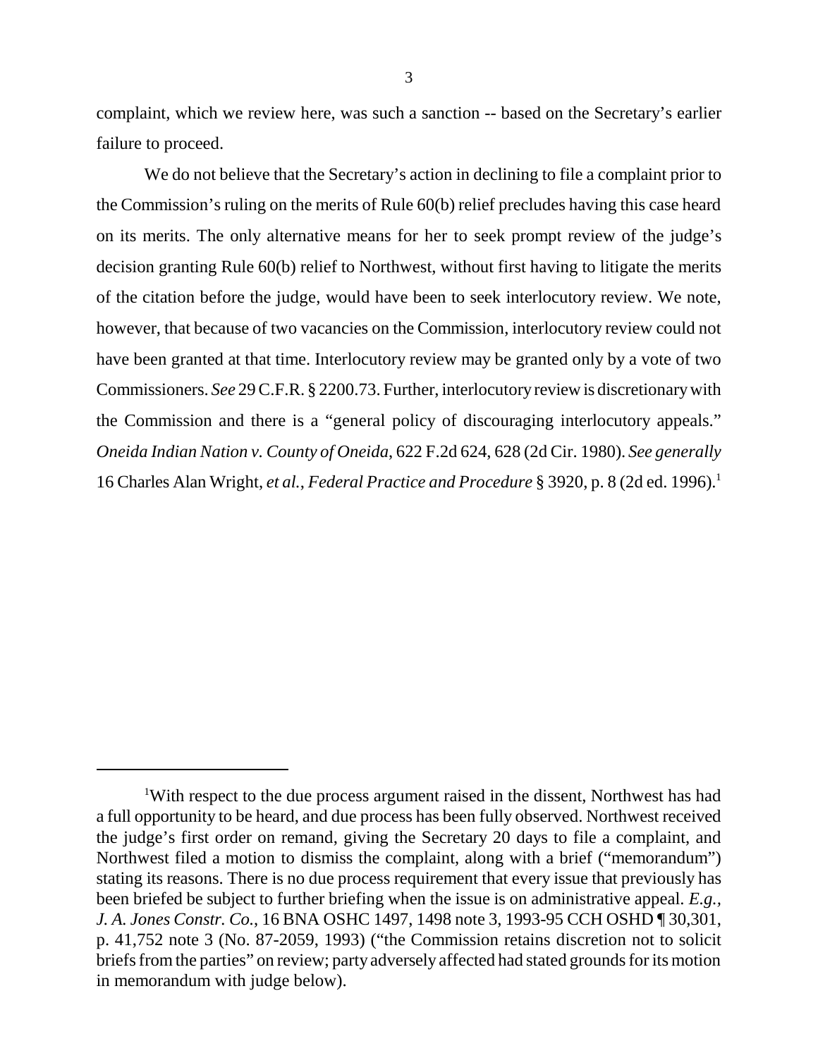complaint, which we review here, was such a sanction -- based on the Secretary's earlier failure to proceed.

We do not believe that the Secretary's action in declining to file a complaint prior to the Commission's ruling on the merits of Rule 60(b) relief precludes having this case heard on its merits. The only alternative means for her to seek prompt review of the judge's decision granting Rule 60(b) relief to Northwest, without first having to litigate the merits of the citation before the judge, would have been to seek interlocutory review. We note, however, that because of two vacancies on the Commission, interlocutory review could not have been granted at that time. Interlocutory review may be granted only by a vote of two Commissioners. *See* 29 C.F.R. § 2200.73. Further, interlocutory review is discretionary with the Commission and there is a "general policy of discouraging interlocutory appeals." *Oneida Indian Nation v. County of Oneida*, 622 F.2d 624, 628 (2d Cir. 1980). *See generally* 16 Charles Alan Wright, *et al.*, *Federal Practice and Procedure* § 3920, p. 8 (2d ed. 1996).[1]

---

[1]With respect to the due process argument raised in the dissent, Northwest has had a full opportunity to be heard, and due process has been fully observed. Northwest received the judge's first order on remand, giving the Secretary 20 days to file a complaint, and Northwest filed a motion to dismiss the complaint, along with a brief ("memorandum") stating its reasons. There is no due process requirement that every issue that previously has been briefed be subject to further briefing when the issue is on administrative appeal. *E.g., J. A. Jones Constr. Co.*, 16 BNA OSHC 1497, 1498 note 3, 1993-95 CCH OSHD ¶ 30,301, p. 41,752 note 3 (No. 87-2059, 1993) ("the Commission retains discretion not to solicit briefs from the parties" on review; party adversely affected had stated grounds for its motion in memorandum with judge below).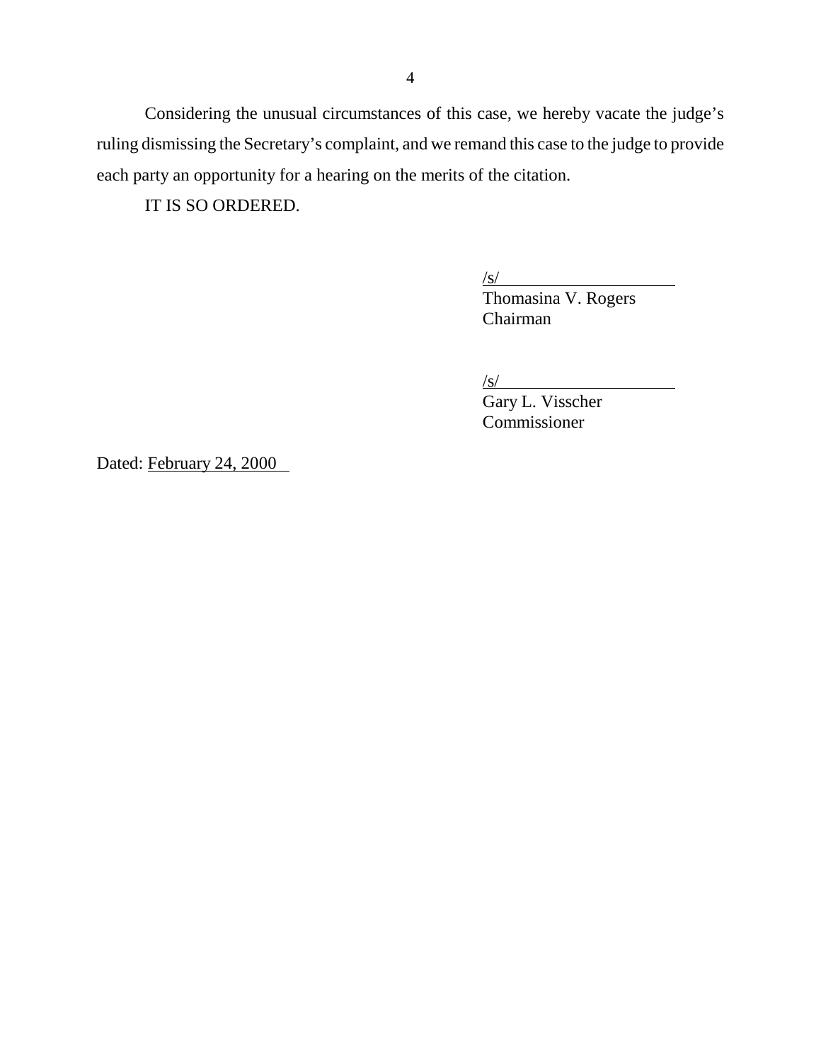Considering the unusual circumstances of this case, we hereby vacate the judge's ruling dismissing the Secretary's complaint, and we remand this case to the judge to provide each party an opportunity for a hearing on the merits of the citation.

IT IS SO ORDERED.

/s/  
Thomasina V. Rogers  
Chairman

/s/  
Gary L. Visscher  
Commissioner

Dated: February 24, 2000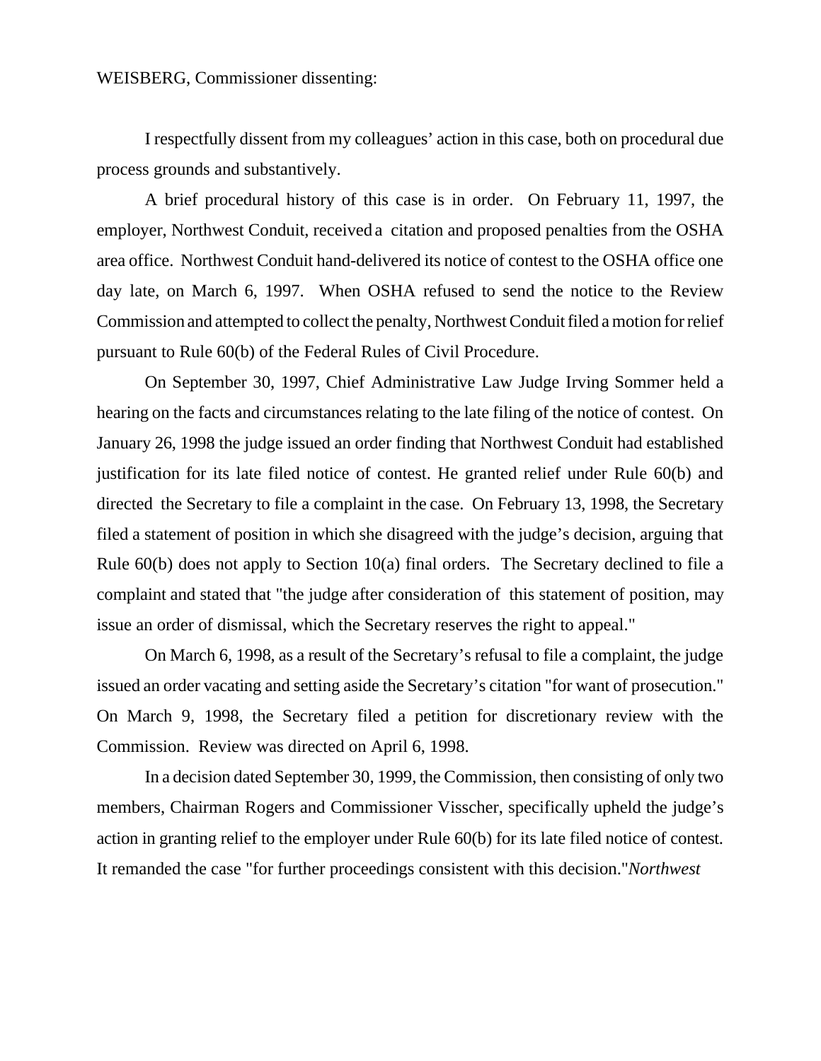WEISBERG, Commissioner dissenting:

I respectfully dissent from my colleagues' action in this case, both on procedural due process grounds and substantively.

A brief procedural history of this case is in order. On February 11, 1997, the employer, Northwest Conduit, received a citation and proposed penalties from the OSHA area office. Northwest Conduit hand-delivered its notice of contest to the OSHA office one day late, on March 6, 1997. When OSHA refused to send the notice to the Review Commission and attempted to collect the penalty, Northwest Conduit filed a motion for relief pursuant to Rule 60(b) of the Federal Rules of Civil Procedure.

On September 30, 1997, Chief Administrative Law Judge Irving Sommer held a hearing on the facts and circumstances relating to the late filing of the notice of contest. On January 26, 1998 the judge issued an order finding that Northwest Conduit had established justification for its late filed notice of contest. He granted relief under Rule 60(b) and directed the Secretary to file a complaint in the case. On February 13, 1998, the Secretary filed a statement of position in which she disagreed with the judge's decision, arguing that Rule 60(b) does not apply to Section 10(a) final orders. The Secretary declined to file a complaint and stated that "the judge after consideration of this statement of position, may issue an order of dismissal, which the Secretary reserves the right to appeal."

On March 6, 1998, as a result of the Secretary's refusal to file a complaint, the judge issued an order vacating and setting aside the Secretary's citation "for want of prosecution." On March 9, 1998, the Secretary filed a petition for discretionary review with the Commission. Review was directed on April 6, 1998.

In a decision dated September 30, 1999, the Commission, then consisting of only two members, Chairman Rogers and Commissioner Visscher, specifically upheld the judge's action in granting relief to the employer under Rule 60(b) for its late filed notice of contest. It remanded the case "for further proceedings consistent with this decision."*Northwest*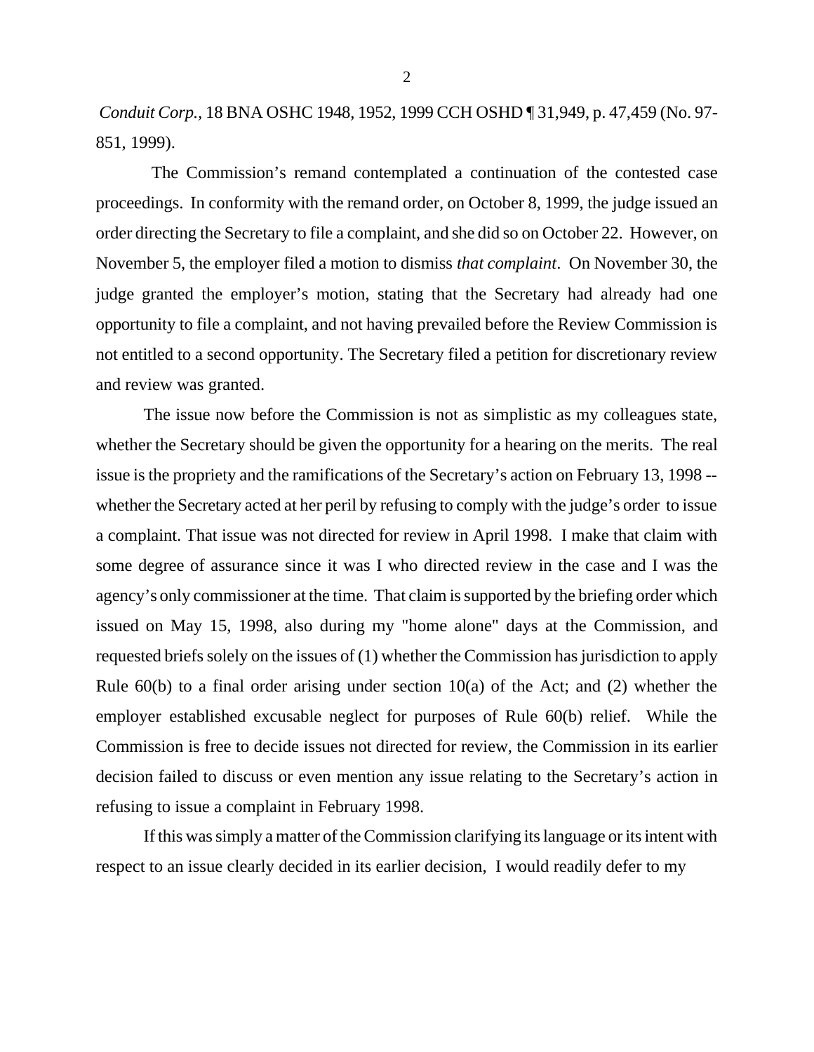*Conduit Corp.*, 18 BNA OSHC 1948, 1952, 1999 CCH OSHD ¶ 31,949, p. 47,459 (No. 97-851, 1999).

The Commission's remand contemplated a continuation of the contested case proceedings. In conformity with the remand order, on October 8, 1999, the judge issued an order directing the Secretary to file a complaint, and she did so on October 22. However, on November 5, the employer filed a motion to dismiss *that complaint*. On November 30, the judge granted the employer's motion, stating that the Secretary had already had one opportunity to file a complaint, and not having prevailed before the Review Commission is not entitled to a second opportunity. The Secretary filed a petition for discretionary review and review was granted.

The issue now before the Commission is not as simplistic as my colleagues state, whether the Secretary should be given the opportunity for a hearing on the merits. The real issue is the propriety and the ramifications of the Secretary's action on February 13, 1998 -- whether the Secretary acted at her peril by refusing to comply with the judge's order to issue a complaint. That issue was not directed for review in April 1998. I make that claim with some degree of assurance since it was I who directed review in the case and I was the agency's only commissioner at the time. That claim is supported by the briefing order which issued on May 15, 1998, also during my "home alone" days at the Commission, and requested briefs solely on the issues of (1) whether the Commission has jurisdiction to apply Rule 60(b) to a final order arising under section 10(a) of the Act; and (2) whether the employer established excusable neglect for purposes of Rule 60(b) relief. While the Commission is free to decide issues not directed for review, the Commission in its earlier decision failed to discuss or even mention any issue relating to the Secretary's action in refusing to issue a complaint in February 1998.

If this was simply a matter of the Commission clarifying its language or its intent with respect to an issue clearly decided in its earlier decision, I would readily defer to my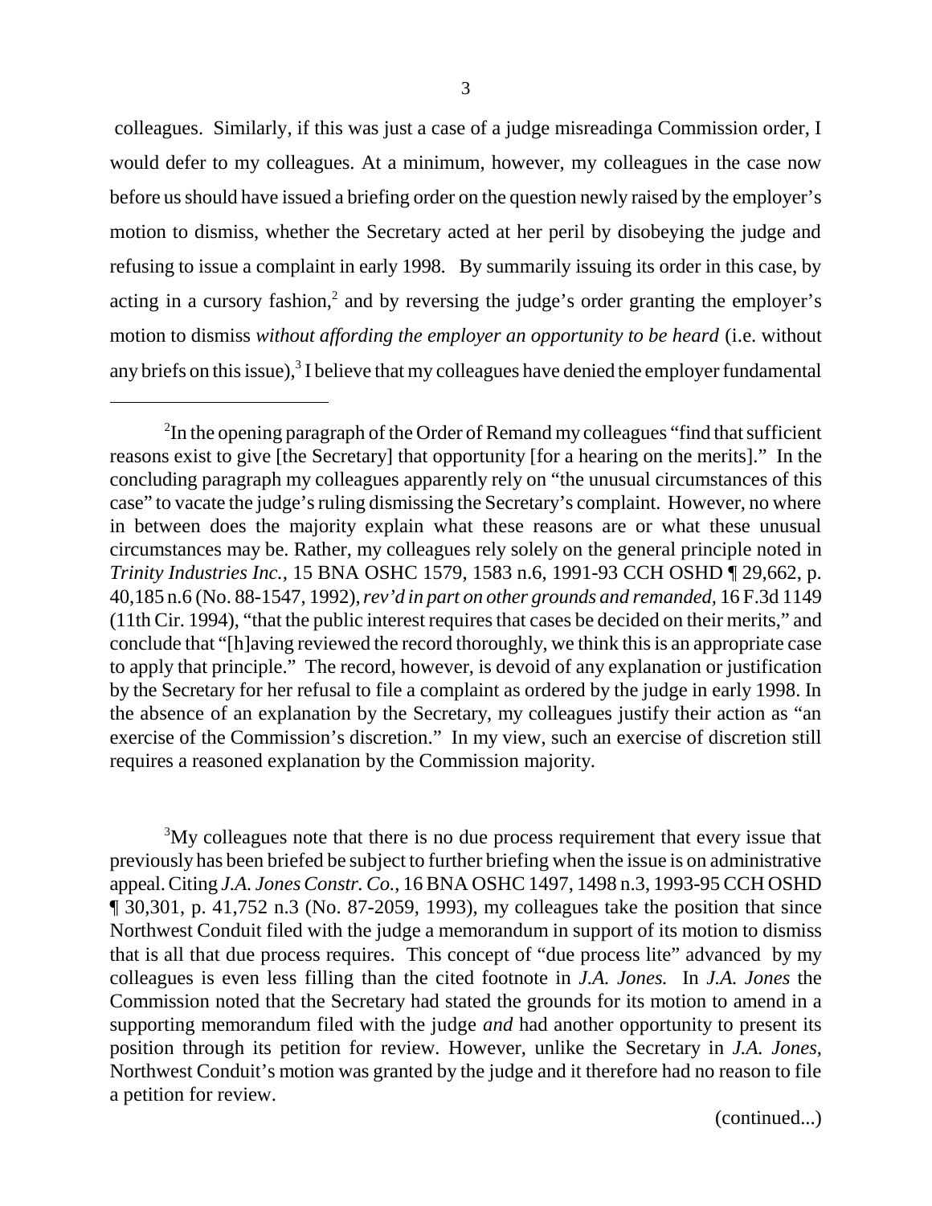colleagues. Similarly, if this was just a case of a judge misreadinga Commission order, I would defer to my colleagues. At a minimum, however, my colleagues in the case now before us should have issued a briefing order on the question newly raised by the employer's motion to dismiss, whether the Secretary acted at her peril by disobeying the judge and refusing to issue a complaint in early 1998. By summarily issuing its order in this case, by acting in a cursory fashion,[2] and by reversing the judge's order granting the employer's motion to dismiss *without affording the employer an opportunity to be heard* (i.e. without any briefs on this issue),[3] I believe that my colleagues have denied the employer fundamental

---

[2]In the opening paragraph of the Order of Remand my colleagues "find that sufficient reasons exist to give [the Secretary] that opportunity [for a hearing on the merits]." In the concluding paragraph my colleagues apparently rely on "the unusual circumstances of this case" to vacate the judge's ruling dismissing the Secretary's complaint. However, no where in between does the majority explain what these reasons are or what these unusual circumstances may be. Rather, my colleagues rely solely on the general principle noted in *Trinity Industries Inc.*, 15 BNA OSHC 1579, 1583 n.6, 1991-93 CCH OSHD ¶ 29,662, p. 40,185 n.6 (No. 88-1547, 1992), *rev'd in part on other grounds and remanded*, 16 F.3d 1149 (11th Cir. 1994), "that the public interest requires that cases be decided on their merits," and conclude that "[h]aving reviewed the record thoroughly, we think this is an appropriate case to apply that principle." The record, however, is devoid of any explanation or justification by the Secretary for her refusal to file a complaint as ordered by the judge in early 1998. In the absence of an explanation by the Secretary, my colleagues justify their action as "an exercise of the Commission's discretion." In my view, such an exercise of discretion still requires a reasoned explanation by the Commission majority.

[3]My colleagues note that there is no due process requirement that every issue that previously has been briefed be subject to further briefing when the issue is on administrative appeal. Citing *J.A. Jones Constr. Co.*, 16 BNA OSHC 1497, 1498 n.3, 1993-95 CCH OSHD ¶ 30,301, p. 41,752 n.3 (No. 87-2059, 1993), my colleagues take the position that since Northwest Conduit filed with the judge a memorandum in support of its motion to dismiss that is all that due process requires. This concept of "due process lite" advanced by my colleagues is even less filling than the cited footnote in *J.A. Jones.* In *J.A. Jones* the Commission noted that the Secretary had stated the grounds for its motion to amend in a supporting memorandum filed with the judge *and* had another opportunity to present its position through its petition for review. However, unlike the Secretary in *J.A. Jones*, Northwest Conduit's motion was granted by the judge and it therefore had no reason to file a petition for review.

(continued...)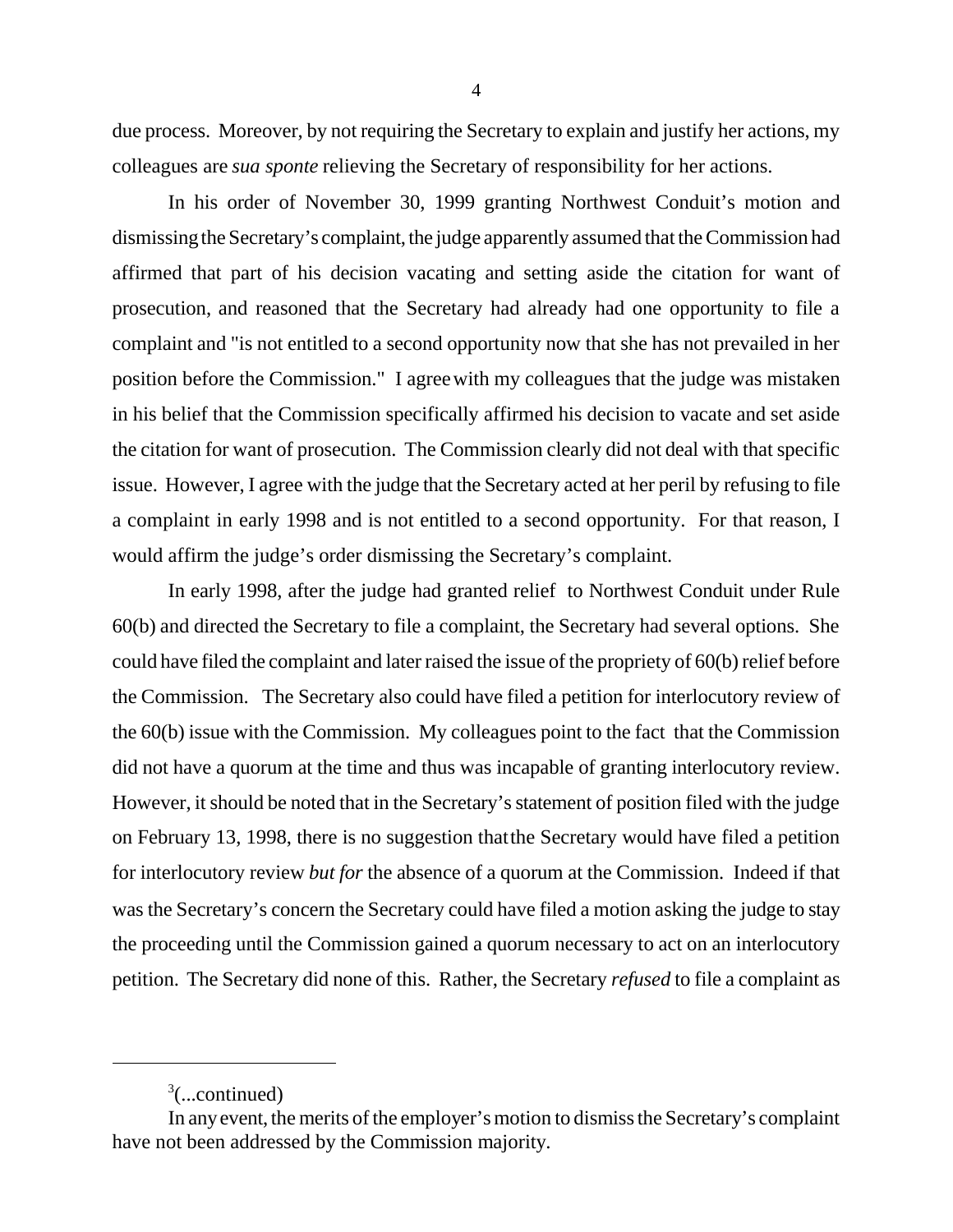due process. Moreover, by not requiring the Secretary to explain and justify her actions, my colleagues are *sua sponte* relieving the Secretary of responsibility for her actions.

In his order of November 30, 1999 granting Northwest Conduit's motion and dismissing the Secretary's complaint, the judge apparently assumed that the Commission had affirmed that part of his decision vacating and setting aside the citation for want of prosecution, and reasoned that the Secretary had already had one opportunity to file a complaint and "is not entitled to a second opportunity now that she has not prevailed in her position before the Commission." I agree with my colleagues that the judge was mistaken in his belief that the Commission specifically affirmed his decision to vacate and set aside the citation for want of prosecution. The Commission clearly did not deal with that specific issue. However, I agree with the judge that the Secretary acted at her peril by refusing to file a complaint in early 1998 and is not entitled to a second opportunity. For that reason, I would affirm the judge's order dismissing the Secretary's complaint.

In early 1998, after the judge had granted relief to Northwest Conduit under Rule 60(b) and directed the Secretary to file a complaint, the Secretary had several options. She could have filed the complaint and later raised the issue of the propriety of 60(b) relief before the Commission. The Secretary also could have filed a petition for interlocutory review of the 60(b) issue with the Commission. My colleagues point to the fact that the Commission did not have a quorum at the time and thus was incapable of granting interlocutory review. However, it should be noted that in the Secretary's statement of position filed with the judge on February 13, 1998, there is no suggestion that the Secretary would have filed a petition for interlocutory review *but for* the absence of a quorum at the Commission. Indeed if that was the Secretary's concern the Secretary could have filed a motion asking the judge to stay the proceeding until the Commission gained a quorum necessary to act on an interlocutory petition. The Secretary did none of this. Rather, the Secretary *refused* to file a complaint as

---

[3](...continued)

In any event, the merits of the employer's motion to dismiss the Secretary's complaint have not been addressed by the Commission majority.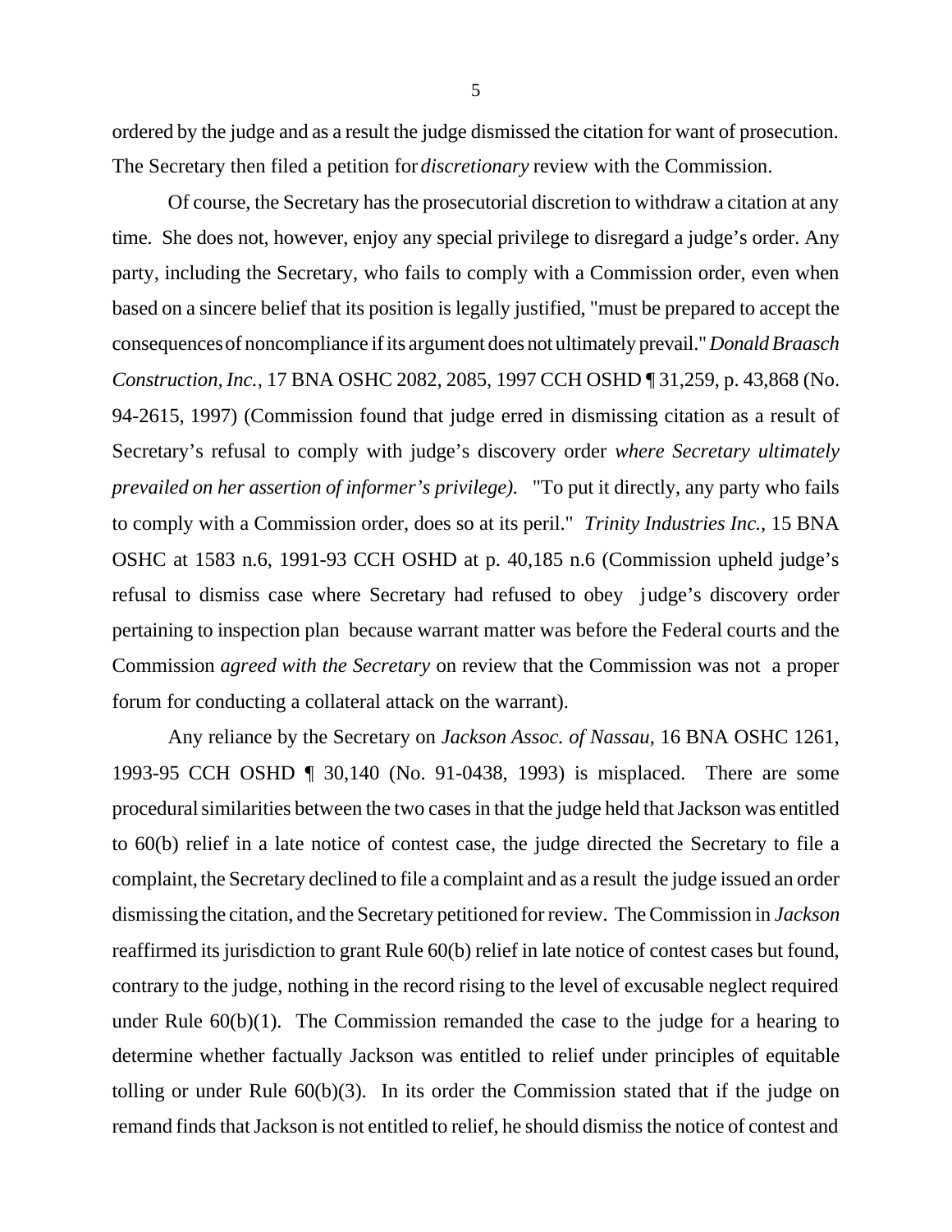ordered by the judge and as a result the judge dismissed the citation for want of prosecution. The Secretary then filed a petition for *discretionary* review with the Commission.

Of course, the Secretary has the prosecutorial discretion to withdraw a citation at any time. She does not, however, enjoy any special privilege to disregard a judge's order. Any party, including the Secretary, who fails to comply with a Commission order, even when based on a sincere belief that its position is legally justified, "must be prepared to accept the consequences of noncompliance if its argument does not ultimately prevail." *Donald Braasch Construction, Inc.,* 17 BNA OSHC 2082, 2085, 1997 CCH OSHD ¶ 31,259, p. 43,868 (No. 94-2615, 1997) (Commission found that judge erred in dismissing citation as a result of Secretary's refusal to comply with judge's discovery order *where Secretary ultimately prevailed on her assertion of informer's privilege).* "To put it directly, any party who fails to comply with a Commission order, does so at its peril." *Trinity Industries Inc.,* 15 BNA OSHC at 1583 n.6, 1991-93 CCH OSHD at p. 40,185 n.6 (Commission upheld judge's refusal to dismiss case where Secretary had refused to obey judge's discovery order pertaining to inspection plan because warrant matter was before the Federal courts and the Commission *agreed with the Secretary* on review that the Commission was not a proper forum for conducting a collateral attack on the warrant).

Any reliance by the Secretary on *Jackson Assoc. of Nassau,* 16 BNA OSHC 1261, 1993-95 CCH OSHD ¶ 30,140 (No. 91-0438, 1993) is misplaced. There are some procedural similarities between the two cases in that the judge held that Jackson was entitled to 60(b) relief in a late notice of contest case, the judge directed the Secretary to file a complaint, the Secretary declined to file a complaint and as a result the judge issued an order dismissing the citation, and the Secretary petitioned for review. The Commission in *Jackson* reaffirmed its jurisdiction to grant Rule 60(b) relief in late notice of contest cases but found, contrary to the judge, nothing in the record rising to the level of excusable neglect required under Rule 60(b)(1). The Commission remanded the case to the judge for a hearing to determine whether factually Jackson was entitled to relief under principles of equitable tolling or under Rule 60(b)(3). In its order the Commission stated that if the judge on remand finds that Jackson is not entitled to relief, he should dismiss the notice of contest and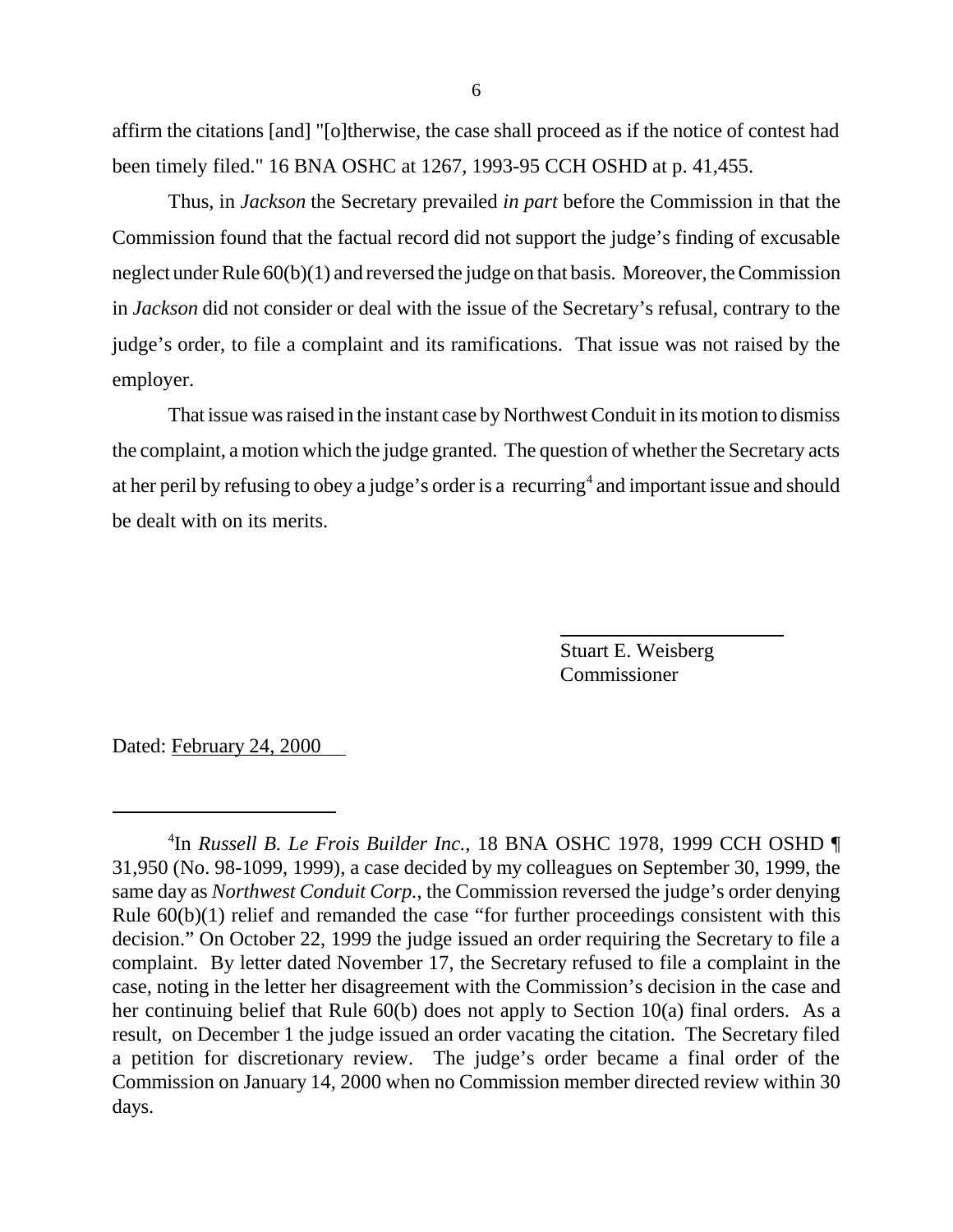affirm the citations [and] "[o]therwise, the case shall proceed as if the notice of contest had been timely filed." 16 BNA OSHC at 1267, 1993-95 CCH OSHD at p. 41,455.

Thus, in *Jackson* the Secretary prevailed *in part* before the Commission in that the Commission found that the factual record did not support the judge's finding of excusable neglect under Rule 60(b)(1) and reversed the judge on that basis. Moreover, the Commission in *Jackson* did not consider or deal with the issue of the Secretary's refusal, contrary to the judge's order, to file a complaint and its ramifications. That issue was not raised by the employer.

That issue was raised in the instant case by Northwest Conduit in its motion to dismiss the complaint, a motion which the judge granted. The question of whether the Secretary acts at her peril by refusing to obey a judge's order is a recurring[4] and important issue and should be dealt with on its merits.

Stuart E. Weisberg
Commissioner

Dated: February 24, 2000

---

[4]In *Russell B. Le Frois Builder Inc.*, 18 BNA OSHC 1978, 1999 CCH OSHD ¶ 31,950 (No. 98-1099, 1999), a case decided by my colleagues on September 30, 1999, the same day as *Northwest Conduit Corp.*, the Commission reversed the judge's order denying Rule 60(b)(1) relief and remanded the case "for further proceedings consistent with this decision." On October 22, 1999 the judge issued an order requiring the Secretary to file a complaint. By letter dated November 17, the Secretary refused to file a complaint in the case, noting in the letter her disagreement with the Commission's decision in the case and her continuing belief that Rule 60(b) does not apply to Section 10(a) final orders. As a result, on December 1 the judge issued an order vacating the citation. The Secretary filed a petition for discretionary review. The judge's order became a final order of the Commission on January 14, 2000 when no Commission member directed review within 30 days.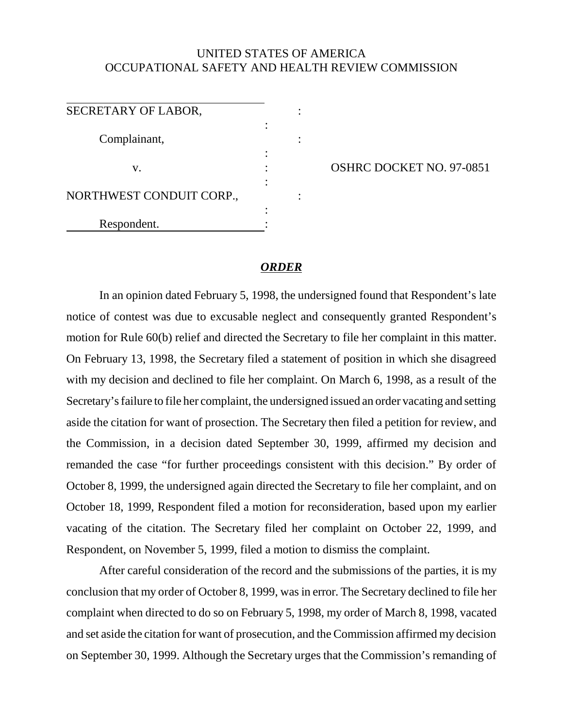UNITED STATES OF AMERICA
OCCUPATIONAL SAFETY AND HEALTH REVIEW COMMISSION

| | | |
|---|---|---|
| SECRETARY OF LABOR, | : | |
| | : | |
| Complainant, | : | |
| | : | |
| v. | : | OSHRC DOCKET NO. 97-0851 |
| | : | |
| NORTHWEST CONDUIT CORP., | : | |
| | : | |
| Respondent. | : | |

## *ORDER*

In an opinion dated February 5, 1998, the undersigned found that Respondent's late notice of contest was due to excusable neglect and consequently granted Respondent's motion for Rule 60(b) relief and directed the Secretary to file her complaint in this matter. On February 13, 1998, the Secretary filed a statement of position in which she disagreed with my decision and declined to file her complaint. On March 6, 1998, as a result of the Secretary's failure to file her complaint, the undersigned issued an order vacating and setting aside the citation for want of prosection. The Secretary then filed a petition for review, and the Commission, in a decision dated September 30, 1999, affirmed my decision and remanded the case "for further proceedings consistent with this decision." By order of October 8, 1999, the undersigned again directed the Secretary to file her complaint, and on October 18, 1999, Respondent filed a motion for reconsideration, based upon my earlier vacating of the citation. The Secretary filed her complaint on October 22, 1999, and Respondent, on November 5, 1999, filed a motion to dismiss the complaint.

After careful consideration of the record and the submissions of the parties, it is my conclusion that my order of October 8, 1999, was in error. The Secretary declined to file her complaint when directed to do so on February 5, 1998, my order of March 8, 1998, vacated and set aside the citation for want of prosecution, and the Commission affirmed my decision on September 30, 1999. Although the Secretary urges that the Commission's remanding of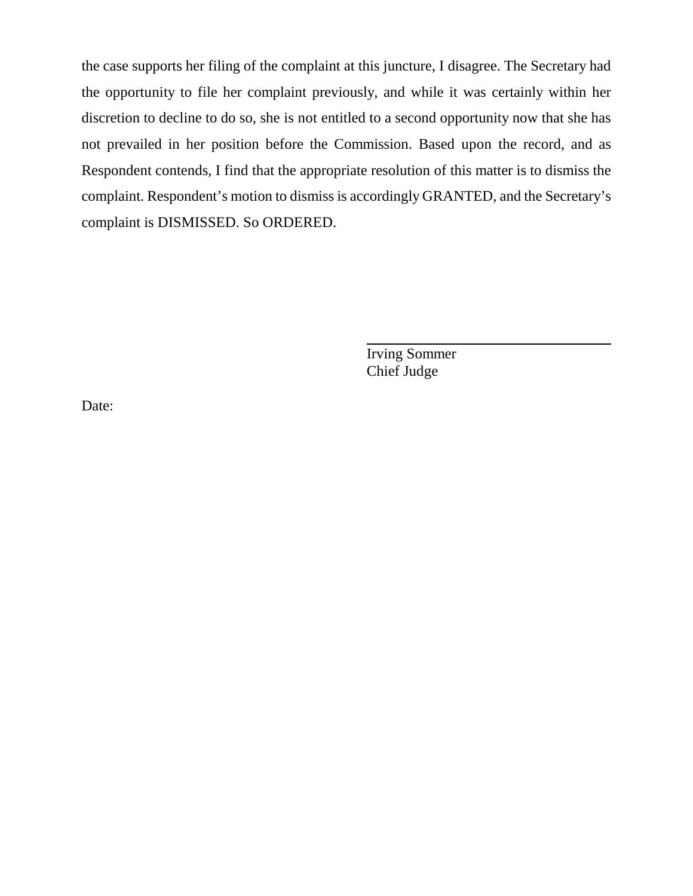the case supports her filing of the complaint at this juncture, I disagree. The Secretary had the opportunity to file her complaint previously, and while it was certainly within her discretion to decline to do so, she is not entitled to a second opportunity now that she has not prevailed in her position before the Commission. Based upon the record, and as Respondent contends, I find that the appropriate resolution of this matter is to dismiss the complaint. Respondent's motion to dismiss is accordingly GRANTED, and the Secretary's complaint is DISMISSED. So ORDERED.

Irving Sommer
Chief Judge

Date: